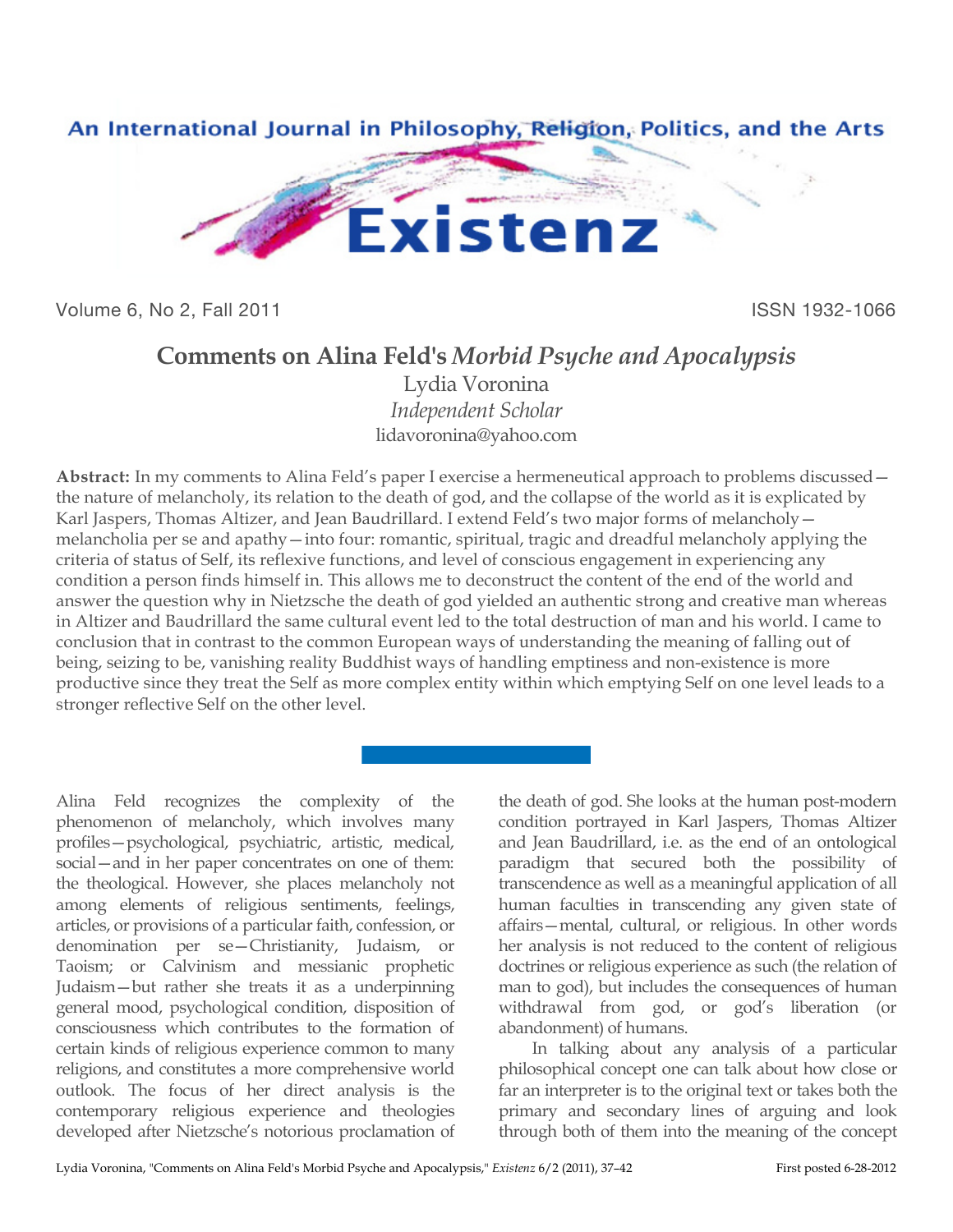# Comments on Alina Feld's *Morbid Psyche and Apocalypsis*

Lydia Voronina
*Independent Scholar*
lidavoronina@yahoo.com

**Abstract:** In my comments to Alina Feld's paper I exercise a hermeneutical approach to problems discussed—the nature of melancholy, its relation to the death of god, and the collapse of the world as it is explicated by Karl Jaspers, Thomas Altizer, and Jean Baudrillard. I extend Feld's two major forms of melancholy—melancholia per se and apathy—into four: romantic, spiritual, tragic and dreadful melancholy applying the criteria of status of Self, its reflexive functions, and level of conscious engagement in experiencing any condition a person finds himself in. This allows me to deconstruct the content of the end of the world and answer the question why in Nietzsche the death of god yielded an authentic strong and creative man whereas in Altizer and Baudrillard the same cultural event led to the total destruction of man and his world. I came to conclusion that in contrast to the common European ways of understanding the meaning of falling out of being, seizing to be, vanishing reality Buddhist ways of handling emptiness and non-existence is more productive since they treat the Self as more complex entity within which emptying Self on one level leads to a stronger reflective Self on the other level.

---

Alina Feld recognizes the complexity of the phenomenon of melancholy, which involves many profiles—psychological, psychiatric, artistic, medical, social—and in her paper concentrates on one of them: the theological. However, she places melancholy not among elements of religious sentiments, feelings, articles, or provisions of a particular faith, confession, or denomination per se—Christianity, Judaism, or Taoism; or Calvinism and messianic prophetic Judaism—but rather she treats it as a underpinning general mood, psychological condition, disposition of consciousness which contributes to the formation of certain kinds of religious experience common to many religions, and constitutes a more comprehensive world outlook. The focus of her direct analysis is the contemporary religious experience and theologies developed after Nietzsche's notorious proclamation of the death of god. She looks at the human post-modern condition portrayed in Karl Jaspers, Thomas Altizer and Jean Baudrillard, i.e. as the end of an ontological paradigm that secured both the possibility of transcendence as well as a meaningful application of all human faculties in transcending any given state of affairs—mental, cultural, or religious. In other words her analysis is not reduced to the content of religious doctrines or religious experience as such (the relation of man to god), but includes the consequences of human withdrawal from god, or god's liberation (or abandonment) of humans.

In talking about any analysis of a particular philosophical concept one can talk about how close or far an interpreter is to the original text or takes both the primary and secondary lines of arguing and look through both of them into the meaning of the concept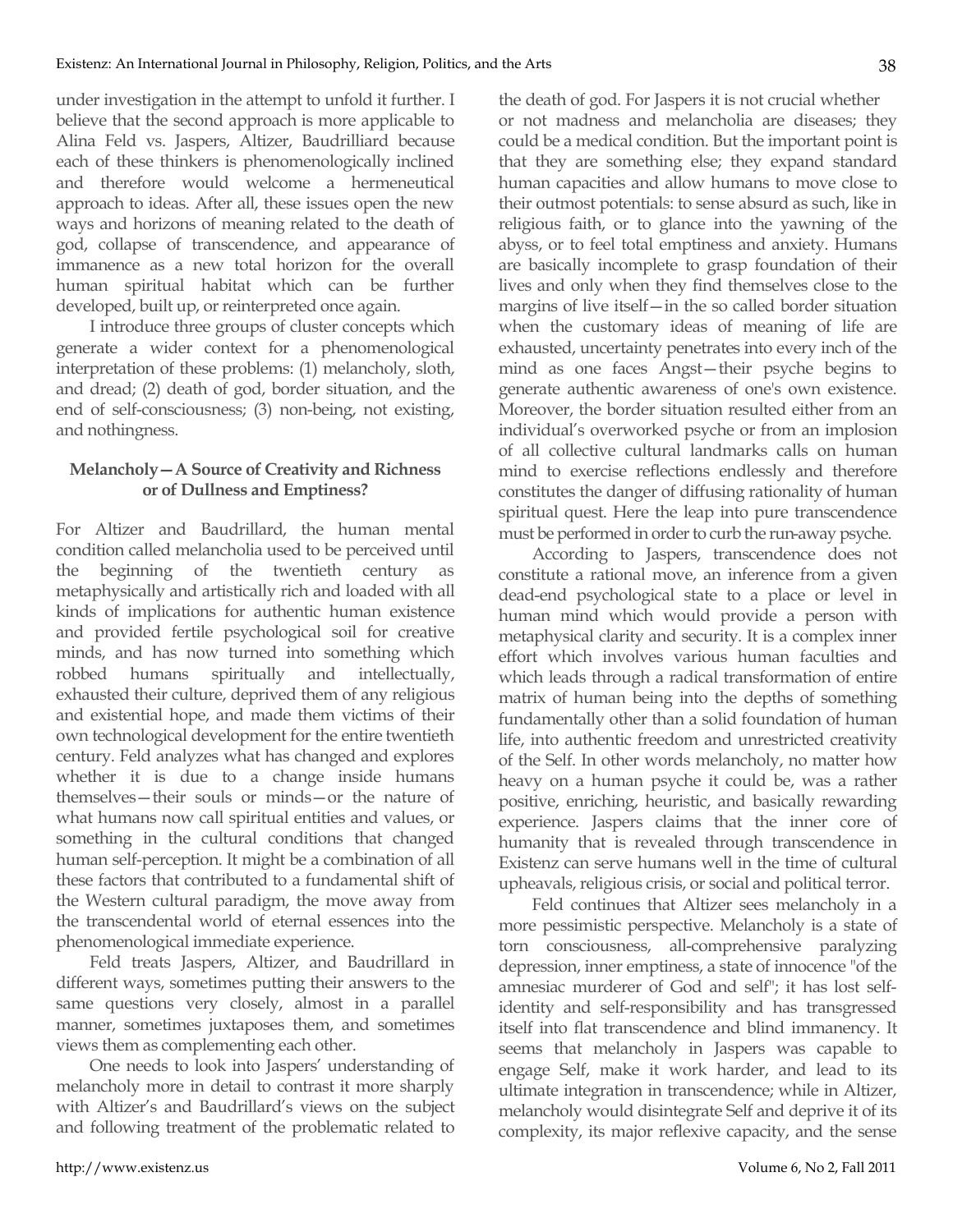under investigation in the attempt to unfold it further. I believe that the second approach is more applicable to Alina Feld vs. Jaspers, Altizer, Baudrilliard because each of these thinkers is phenomenologically inclined and therefore would welcome a hermeneutical approach to ideas. After all, these issues open the new ways and horizons of meaning related to the death of god, collapse of transcendence, and appearance of immanence as a new total horizon for the overall human spiritual habitat which can be further developed, built up, or reinterpreted once again.

I introduce three groups of cluster concepts which generate a wider context for a phenomenological interpretation of these problems: (1) melancholy, sloth, and dread; (2) death of god, border situation, and the end of self-consciousness; (3) non-being, not existing, and nothingness.

### Melancholy—A Source of Creativity and Richness or of Dullness and Emptiness?

For Altizer and Baudrillard, the human mental condition called melancholia used to be perceived until the beginning of the twentieth century as metaphysically and artistically rich and loaded with all kinds of implications for authentic human existence and provided fertile psychological soil for creative minds, and has now turned into something which robbed humans spiritually and intellectually, exhausted their culture, deprived them of any religious and existential hope, and made them victims of their own technological development for the entire twentieth century. Feld analyzes what has changed and explores whether it is due to a change inside humans themselves—their souls or minds—or the nature of what humans now call spiritual entities and values, or something in the cultural conditions that changed human self-perception. It might be a combination of all these factors that contributed to a fundamental shift of the Western cultural paradigm, the move away from the transcendental world of eternal essences into the phenomenological immediate experience.

Feld treats Jaspers, Altizer, and Baudrillard in different ways, sometimes putting their answers to the same questions very closely, almost in a parallel manner, sometimes juxtaposes them, and sometimes views them as complementing each other.

One needs to look into Jaspers' understanding of melancholy more in detail to contrast it more sharply with Altizer's and Baudrillard's views on the subject and following treatment of the problematic related to the death of god. For Jaspers it is not crucial whether or not madness and melancholia are diseases; they could be a medical condition. But the important point is that they are something else; they expand standard human capacities and allow humans to move close to their outmost potentials: to sense absurd as such, like in religious faith, or to glance into the yawning of the abyss, or to feel total emptiness and anxiety. Humans are basically incomplete to grasp foundation of their lives and only when they find themselves close to the margins of live itself—in the so called border situation when the customary ideas of meaning of life are exhausted, uncertainty penetrates into every inch of the mind as one faces Angst—their psyche begins to generate authentic awareness of one's own existence. Moreover, the border situation resulted either from an individual's overworked psyche or from an implosion of all collective cultural landmarks calls on human mind to exercise reflections endlessly and therefore constitutes the danger of diffusing rationality of human spiritual quest. Here the leap into pure transcendence must be performed in order to curb the run-away psyche.

According to Jaspers, transcendence does not constitute a rational move, an inference from a given dead-end psychological state to a place or level in human mind which would provide a person with metaphysical clarity and security. It is a complex inner effort which involves various human faculties and which leads through a radical transformation of entire matrix of human being into the depths of something fundamentally other than a solid foundation of human life, into authentic freedom and unrestricted creativity of the Self. In other words melancholy, no matter how heavy on a human psyche it could be, was a rather positive, enriching, heuristic, and basically rewarding experience. Jaspers claims that the inner core of humanity that is revealed through transcendence in Existenz can serve humans well in the time of cultural upheavals, religious crisis, or social and political terror.

Feld continues that Altizer sees melancholy in a more pessimistic perspective. Melancholy is a state of torn consciousness, all-comprehensive paralyzing depression, inner emptiness, a state of innocence "of the amnesiac murderer of God and self"; it has lost self-identity and self-responsibility and has transgressed itself into flat transcendence and blind immanency. It seems that melancholy in Jaspers was capable to engage Self, make it work harder, and lead to its ultimate integration in transcendence; while in Altizer, melancholy would disintegrate Self and deprive it of its complexity, its major reflexive capacity, and the sense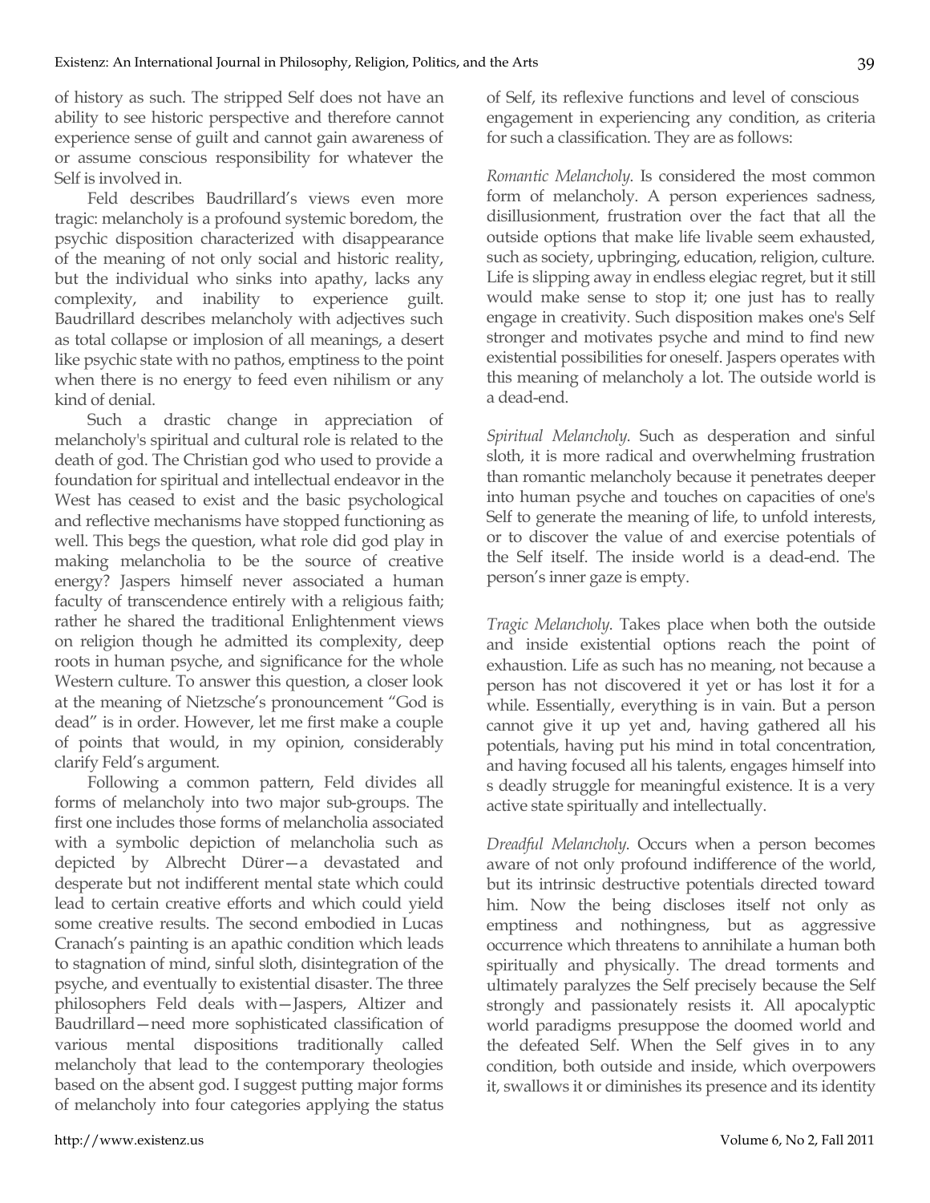of history as such. The stripped Self does not have an ability to see historic perspective and therefore cannot experience sense of guilt and cannot gain awareness of or assume conscious responsibility for whatever the Self is involved in.

Feld describes Baudrillard's views even more tragic: melancholy is a profound systemic boredom, the psychic disposition characterized with disappearance of the meaning of not only social and historic reality, but the individual who sinks into apathy, lacks any complexity, and inability to experience guilt. Baudrillard describes melancholy with adjectives such as total collapse or implosion of all meanings, a desert like psychic state with no pathos, emptiness to the point when there is no energy to feed even nihilism or any kind of denial.

Such a drastic change in appreciation of melancholy's spiritual and cultural role is related to the death of god. The Christian god who used to provide a foundation for spiritual and intellectual endeavor in the West has ceased to exist and the basic psychological and reflective mechanisms have stopped functioning as well. This begs the question, what role did god play in making melancholia to be the source of creative energy? Jaspers himself never associated a human faculty of transcendence entirely with a religious faith; rather he shared the traditional Enlightenment views on religion though he admitted its complexity, deep roots in human psyche, and significance for the whole Western culture. To answer this question, a closer look at the meaning of Nietzsche's pronouncement "God is dead" is in order. However, let me first make a couple of points that would, in my opinion, considerably clarify Feld's argument.

Following a common pattern, Feld divides all forms of melancholy into two major sub-groups. The first one includes those forms of melancholia associated with a symbolic depiction of melancholia such as depicted by Albrecht Dürer—a devastated and desperate but not indifferent mental state which could lead to certain creative efforts and which could yield some creative results. The second embodied in Lucas Cranach's painting is an apathic condition which leads to stagnation of mind, sinful sloth, disintegration of the psyche, and eventually to existential disaster. The three philosophers Feld deals with—Jaspers, Altizer and Baudrillard—need more sophisticated classification of various mental dispositions traditionally called melancholy that lead to the contemporary theologies based on the absent god. I suggest putting major forms of melancholy into four categories applying the status of Self, its reflexive functions and level of conscious engagement in experiencing any condition, as criteria for such a classification. They are as follows:

*Romantic Melancholy*. Is considered the most common form of melancholy. A person experiences sadness, disillusionment, frustration over the fact that all the outside options that make life livable seem exhausted, such as society, upbringing, education, religion, culture. Life is slipping away in endless elegiac regret, but it still would make sense to stop it; one just has to really engage in creativity. Such disposition makes one's Self stronger and motivates psyche and mind to find new existential possibilities for oneself. Jaspers operates with this meaning of melancholy a lot. The outside world is a dead-end.

*Spiritual Melancholy*. Such as desperation and sinful sloth, it is more radical and overwhelming frustration than romantic melancholy because it penetrates deeper into human psyche and touches on capacities of one's Self to generate the meaning of life, to unfold interests, or to discover the value of and exercise potentials of the Self itself. The inside world is a dead-end. The person's inner gaze is empty.

*Tragic Melancholy*. Takes place when both the outside and inside existential options reach the point of exhaustion. Life as such has no meaning, not because a person has not discovered it yet or has lost it for a while. Essentially, everything is in vain. But a person cannot give it up yet and, having gathered all his potentials, having put his mind in total concentration, and having focused all his talents, engages himself into s deadly struggle for meaningful existence. It is a very active state spiritually and intellectually.

*Dreadful Melancholy*. Occurs when a person becomes aware of not only profound indifference of the world, but its intrinsic destructive potentials directed toward him. Now the being discloses itself not only as emptiness and nothingness, but as aggressive occurrence which threatens to annihilate a human both spiritually and physically. The dread torments and ultimately paralyzes the Self precisely because the Self strongly and passionately resists it. All apocalyptic world paradigms presuppose the doomed world and the defeated Self. When the Self gives in to any condition, both outside and inside, which overpowers it, swallows it or diminishes its presence and its identity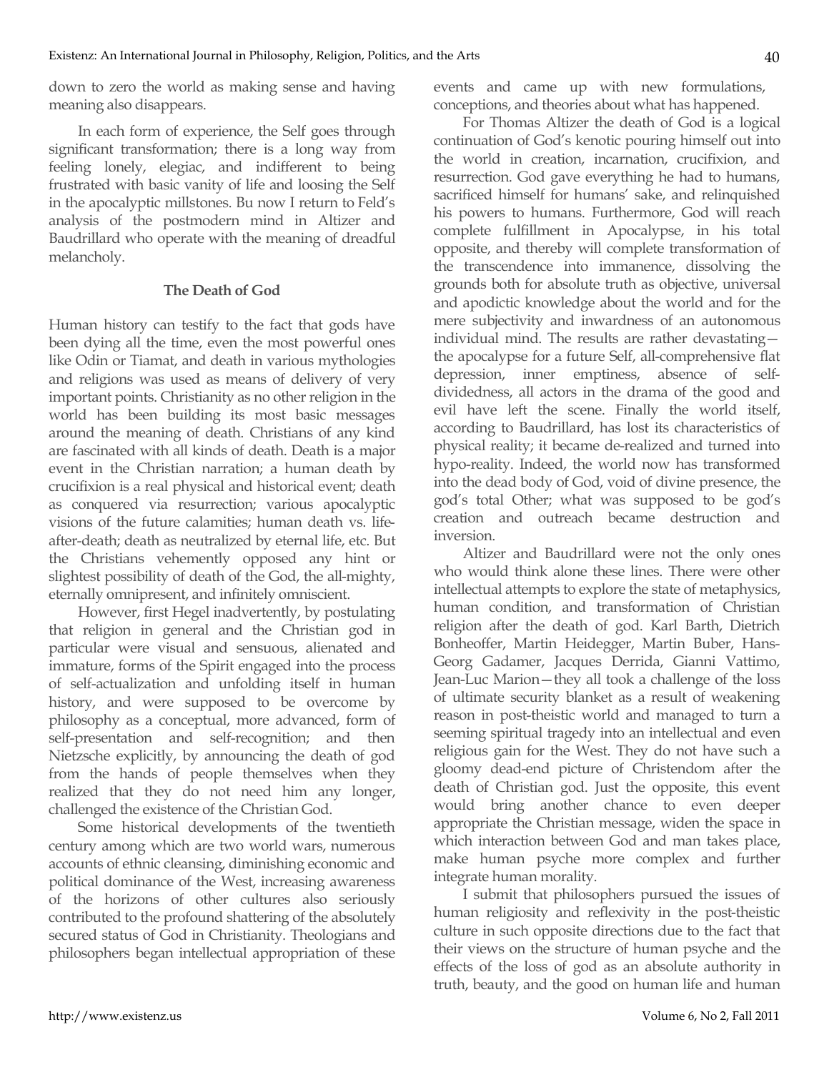down to zero the world as making sense and having meaning also disappears.

In each form of experience, the Self goes through significant transformation; there is a long way from feeling lonely, elegiac, and indifferent to being frustrated with basic vanity of life and loosing the Self in the apocalyptic millstones. Bu now I return to Feld's analysis of the postmodern mind in Altizer and Baudrillard who operate with the meaning of dreadful melancholy.

## The Death of God

Human history can testify to the fact that gods have been dying all the time, even the most powerful ones like Odin or Tiamat, and death in various mythologies and religions was used as means of delivery of very important points. Christianity as no other religion in the world has been building its most basic messages around the meaning of death. Christians of any kind are fascinated with all kinds of death. Death is a major event in the Christian narration; a human death by crucifixion is a real physical and historical event; death as conquered via resurrection; various apocalyptic visions of the future calamities; human death vs. life-after-death; death as neutralized by eternal life, etc. But the Christians vehemently opposed any hint or slightest possibility of death of the God, the all-mighty, eternally omnipresent, and infinitely omniscient.

However, first Hegel inadvertently, by postulating that religion in general and the Christian god in particular were visual and sensuous, alienated and immature, forms of the Spirit engaged into the process of self-actualization and unfolding itself in human history, and were supposed to be overcome by philosophy as a conceptual, more advanced, form of self-presentation and self-recognition; and then Nietzsche explicitly, by announcing the death of god from the hands of people themselves when they realized that they do not need him any longer, challenged the existence of the Christian God.

Some historical developments of the twentieth century among which are two world wars, numerous accounts of ethnic cleansing, diminishing economic and political dominance of the West, increasing awareness of the horizons of other cultures also seriously contributed to the profound shattering of the absolutely secured status of God in Christianity. Theologians and philosophers began intellectual appropriation of these events and came up with new formulations, conceptions, and theories about what has happened.

For Thomas Altizer the death of God is a logical continuation of God's kenotic pouring himself out into the world in creation, incarnation, crucifixion, and resurrection. God gave everything he had to humans, sacrificed himself for humans' sake, and relinquished his powers to humans. Furthermore, God will reach complete fulfillment in Apocalypse, in his total opposite, and thereby will complete transformation of the transcendence into immanence, dissolving the grounds both for absolute truth as objective, universal and apodictic knowledge about the world and for the mere subjectivity and inwardness of an autonomous individual mind. The results are rather devastating—the apocalypse for a future Self, all-comprehensive flat depression, inner emptiness, absence of self-dividedness, all actors in the drama of the good and evil have left the scene. Finally the world itself, according to Baudrillard, has lost its characteristics of physical reality; it became de-realized and turned into hypo-reality. Indeed, the world now has transformed into the dead body of God, void of divine presence, the god's total Other; what was supposed to be god's creation and outreach became destruction and inversion.

Altizer and Baudrillard were not the only ones who would think alone these lines. There were other intellectual attempts to explore the state of metaphysics, human condition, and transformation of Christian religion after the death of god. Karl Barth, Dietrich Bonhoeffer, Martin Heidegger, Martin Buber, Hans-Georg Gadamer, Jacques Derrida, Gianni Vattimo, Jean-Luc Marion—they all took a challenge of the loss of ultimate security blanket as a result of weakening reason in post-theistic world and managed to turn a seeming spiritual tragedy into an intellectual and even religious gain for the West. They do not have such a gloomy dead-end picture of Christendom after the death of Christian god. Just the opposite, this event would bring another chance to even deeper appropriate the Christian message, widen the space in which interaction between God and man takes place, make human psyche more complex and further integrate human morality.

I submit that philosophers pursued the issues of human religiosity and reflexivity in the post-theistic culture in such opposite directions due to the fact that their views on the structure of human psyche and the effects of the loss of god as an absolute authority in truth, beauty, and the good on human life and human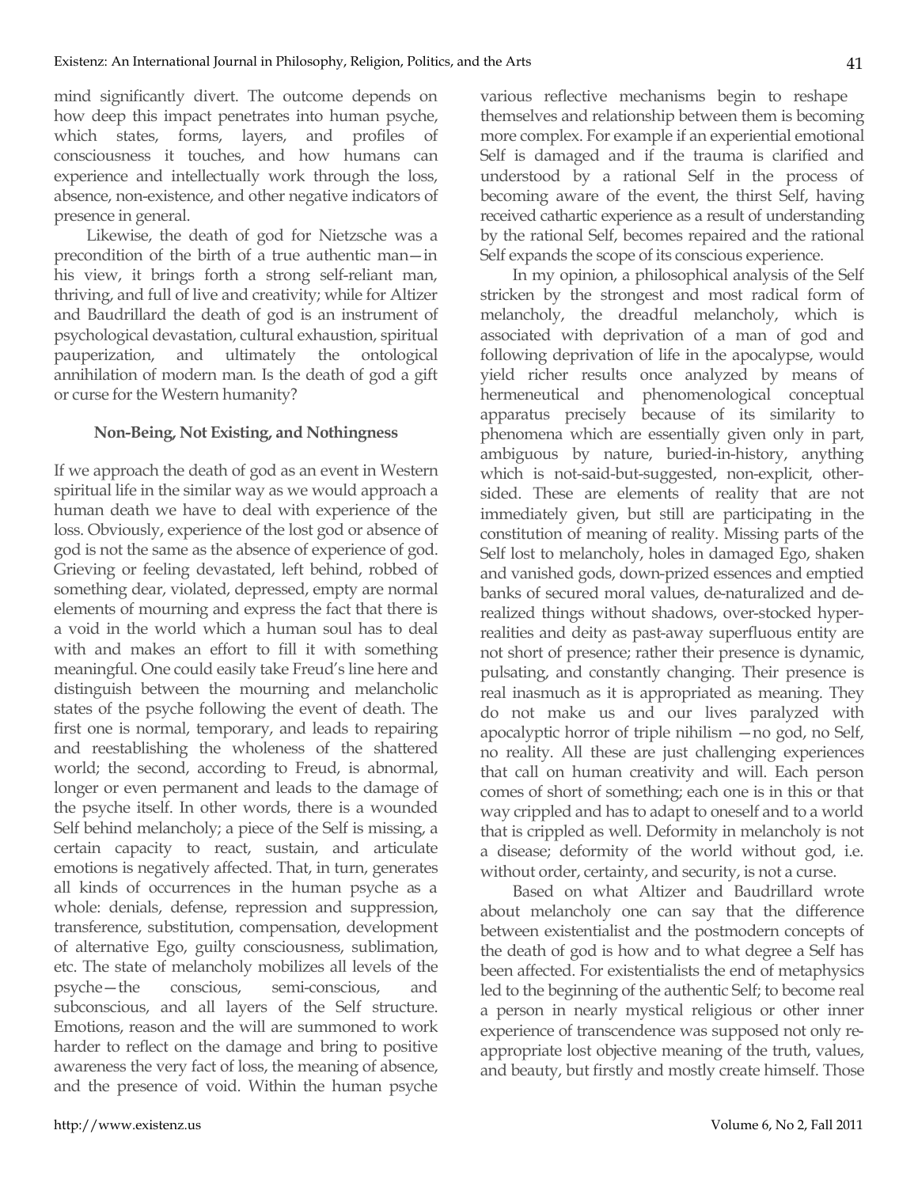mind significantly divert. The outcome depends on how deep this impact penetrates into human psyche, which states, forms, layers, and profiles of consciousness it touches, and how humans can experience and intellectually work through the loss, absence, non-existence, and other negative indicators of presence in general.

Likewise, the death of god for Nietzsche was a precondition of the birth of a true authentic man—in his view, it brings forth a strong self-reliant man, thriving, and full of live and creativity; while for Altizer and Baudrillard the death of god is an instrument of psychological devastation, cultural exhaustion, spiritual pauperization, and ultimately the ontological annihilation of modern man. Is the death of god a gift or curse for the Western humanity?

## Non-Being, Not Existing, and Nothingness

If we approach the death of god as an event in Western spiritual life in the similar way as we would approach a human death we have to deal with experience of the loss. Obviously, experience of the lost god or absence of god is not the same as the absence of experience of god. Grieving or feeling devastated, left behind, robbed of something dear, violated, depressed, empty are normal elements of mourning and express the fact that there is a void in the world which a human soul has to deal with and makes an effort to fill it with something meaningful. One could easily take Freud's line here and distinguish between the mourning and melancholic states of the psyche following the event of death. The first one is normal, temporary, and leads to repairing and reestablishing the wholeness of the shattered world; the second, according to Freud, is abnormal, longer or even permanent and leads to the damage of the psyche itself. In other words, there is a wounded Self behind melancholy; a piece of the Self is missing, a certain capacity to react, sustain, and articulate emotions is negatively affected. That, in turn, generates all kinds of occurrences in the human psyche as a whole: denials, defense, repression and suppression, transference, substitution, compensation, development of alternative Ego, guilty consciousness, sublimation, etc. The state of melancholy mobilizes all levels of the psyche—the conscious, semi-conscious, and subconscious, and all layers of the Self structure. Emotions, reason and the will are summoned to work harder to reflect on the damage and bring to positive awareness the very fact of loss, the meaning of absence, and the presence of void. Within the human psyche various reflective mechanisms begin to reshape themselves and relationship between them is becoming more complex. For example if an experiential emotional Self is damaged and if the trauma is clarified and understood by a rational Self in the process of becoming aware of the event, the thirst Self, having received cathartic experience as a result of understanding by the rational Self, becomes repaired and the rational Self expands the scope of its conscious experience.

In my opinion, a philosophical analysis of the Self stricken by the strongest and most radical form of melancholy, the dreadful melancholy, which is associated with deprivation of a man of god and following deprivation of life in the apocalypse, would yield richer results once analyzed by means of hermeneutical and phenomenological conceptual apparatus precisely because of its similarity to phenomena which are essentially given only in part, ambiguous by nature, buried-in-history, anything which is not-said-but-suggested, non-explicit, other-sided. These are elements of reality that are not immediately given, but still are participating in the constitution of meaning of reality. Missing parts of the Self lost to melancholy, holes in damaged Ego, shaken and vanished gods, down-prized essences and emptied banks of secured moral values, de-naturalized and de-realized things without shadows, over-stocked hyper-realities and deity as past-away superfluous entity are not short of presence; rather their presence is dynamic, pulsating, and constantly changing. Their presence is real inasmuch as it is appropriated as meaning. They do not make us and our lives paralyzed with apocalyptic horror of triple nihilism —no god, no Self, no reality. All these are just challenging experiences that call on human creativity and will. Each person comes of short of something; each one is in this or that way crippled and has to adapt to oneself and to a world that is crippled as well. Deformity in melancholy is not a disease; deformity of the world without god, i.e. without order, certainty, and security, is not a curse.

Based on what Altizer and Baudrillard wrote about melancholy one can say that the difference between existentialist and the postmodern concepts of the death of god is how and to what degree a Self has been affected. For existentialists the end of metaphysics led to the beginning of the authentic Self; to become real a person in nearly mystical religious or other inner experience of transcendence was supposed not only re-appropriate lost objective meaning of the truth, values, and beauty, but firstly and mostly create himself. Those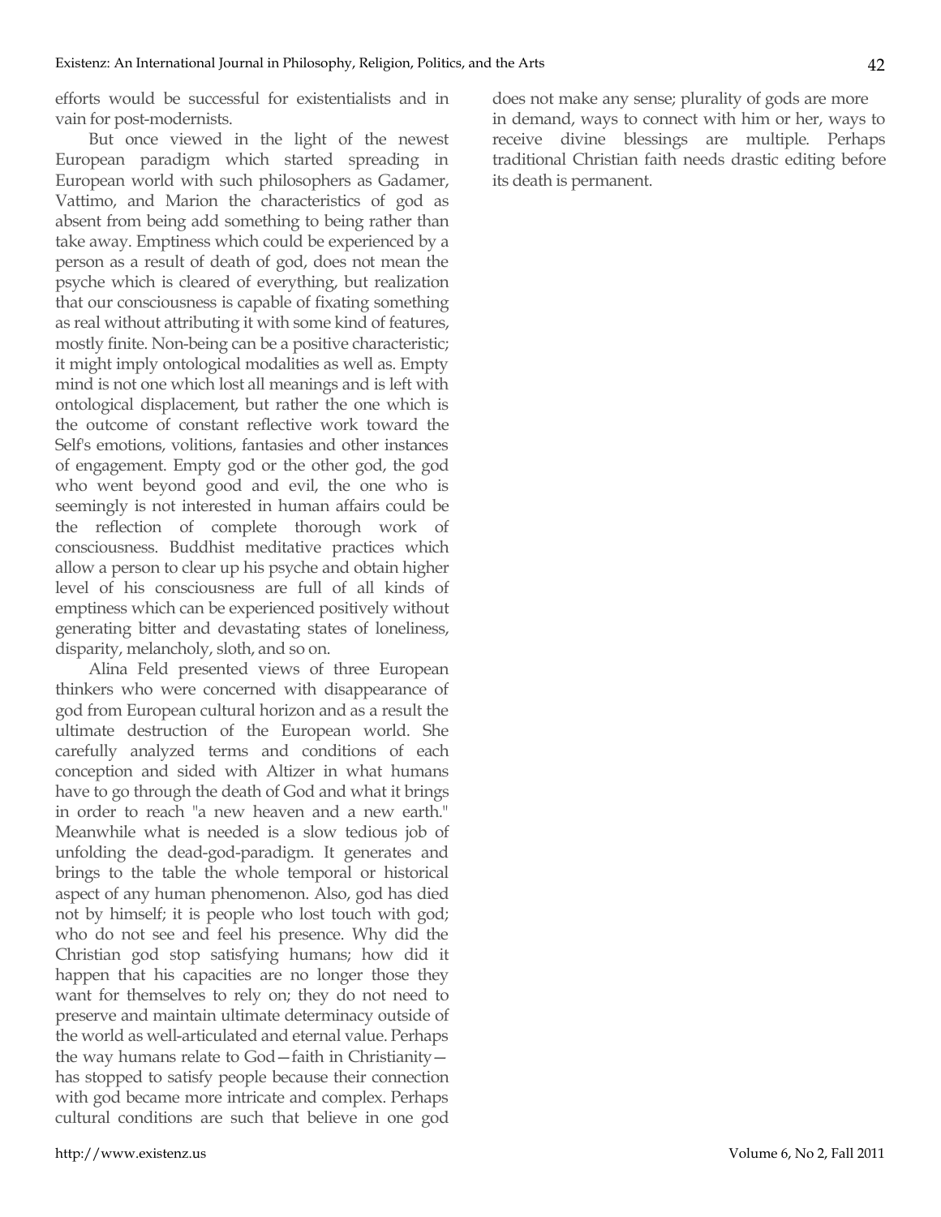efforts would be successful for existentialists and in vain for post-modernists.

But once viewed in the light of the newest European paradigm which started spreading in European world with such philosophers as Gadamer, Vattimo, and Marion the characteristics of god as absent from being add something to being rather than take away. Emptiness which could be experienced by a person as a result of death of god, does not mean the psyche which is cleared of everything, but realization that our consciousness is capable of fixating something as real without attributing it with some kind of features, mostly finite. Non-being can be a positive characteristic; it might imply ontological modalities as well as. Empty mind is not one which lost all meanings and is left with ontological displacement, but rather the one which is the outcome of constant reflective work toward the Self's emotions, volitions, fantasies and other instances of engagement. Empty god or the other god, the god who went beyond good and evil, the one who is seemingly is not interested in human affairs could be the reflection of complete thorough work of consciousness. Buddhist meditative practices which allow a person to clear up his psyche and obtain higher level of his consciousness are full of all kinds of emptiness which can be experienced positively without generating bitter and devastating states of loneliness, disparity, melancholy, sloth, and so on.

Alina Feld presented views of three European thinkers who were concerned with disappearance of god from European cultural horizon and as a result the ultimate destruction of the European world. She carefully analyzed terms and conditions of each conception and sided with Altizer in what humans have to go through the death of God and what it brings in order to reach "a new heaven and a new earth." Meanwhile what is needed is a slow tedious job of unfolding the dead-god-paradigm. It generates and brings to the table the whole temporal or historical aspect of any human phenomenon. Also, god has died not by himself; it is people who lost touch with god; who do not see and feel his presence. Why did the Christian god stop satisfying humans; how did it happen that his capacities are no longer those they want for themselves to rely on; they do not need to preserve and maintain ultimate determinacy outside of the world as well-articulated and eternal value. Perhaps the way humans relate to God—faith in Christianity—has stopped to satisfy people because their connection with god became more intricate and complex. Perhaps cultural conditions are such that believe in one god does not make any sense; plurality of gods are more in demand, ways to connect with him or her, ways to receive divine blessings are multiple. Perhaps traditional Christian faith needs drastic editing before its death is permanent.